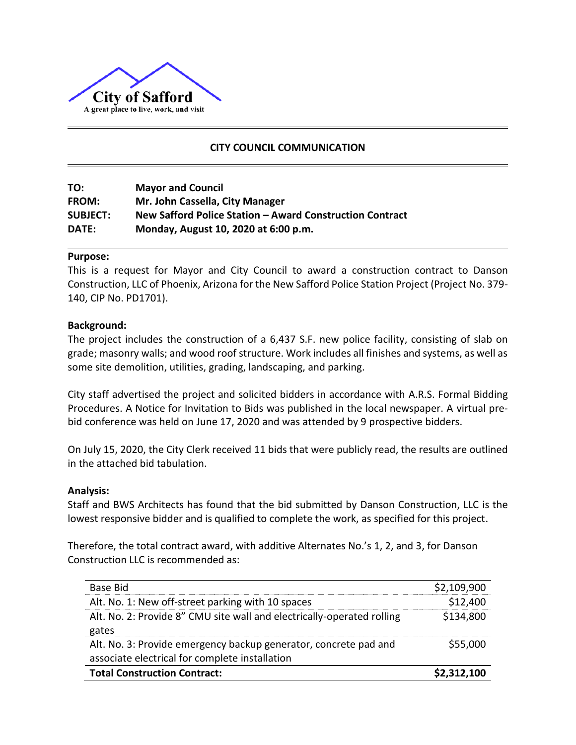City of Safford

A great place to live, work, and visit

## CITY COUNCIL COMMUNICATION

| | |
|---|---|
| **TO:** | **Mayor and Council** |
| **FROM:** | **Mr. John Cassella, City Manager** |
| **SUBJECT:** | **New Safford Police Station – Award Construction Contract** |
| **DATE:** | **Monday, August 10, 2020 at 6:00 p.m.** |

### Purpose:

This is a request for Mayor and City Council to award a construction contract to Danson Construction, LLC of Phoenix, Arizona for the New Safford Police Station Project (Project No. 379-140, CIP No. PD1701).

### Background:

The project includes the construction of a 6,437 S.F. new police facility, consisting of slab on grade; masonry walls; and wood roof structure. Work includes all finishes and systems, as well as some site demolition, utilities, grading, landscaping, and parking.

City staff advertised the project and solicited bidders in accordance with A.R.S. Formal Bidding Procedures. A Notice for Invitation to Bids was published in the local newspaper. A virtual pre-bid conference was held on June 17, 2020 and was attended by 9 prospective bidders.

On July 15, 2020, the City Clerk received 11 bids that were publicly read, the results are outlined in the attached bid tabulation.

### Analysis:

Staff and BWS Architects has found that the bid submitted by Danson Construction, LLC is the lowest responsive bidder and is qualified to complete the work, as specified for this project.

Therefore, the total contract award, with additive Alternates No.'s 1, 2, and 3, for Danson Construction LLC is recommended as:

| Item | Amount |
|---|---|
| Base Bid | $2,109,900 |
| Alt. No. 1: New off-street parking with 10 spaces | $12,400 |
| Alt. No. 2: Provide 8" CMU site wall and electrically-operated rolling gates | $134,800 |
| Alt. No. 3: Provide emergency backup generator, concrete pad and associate electrical for complete installation | $55,000 |
| **Total Construction Contract:** | **$2,312,100** |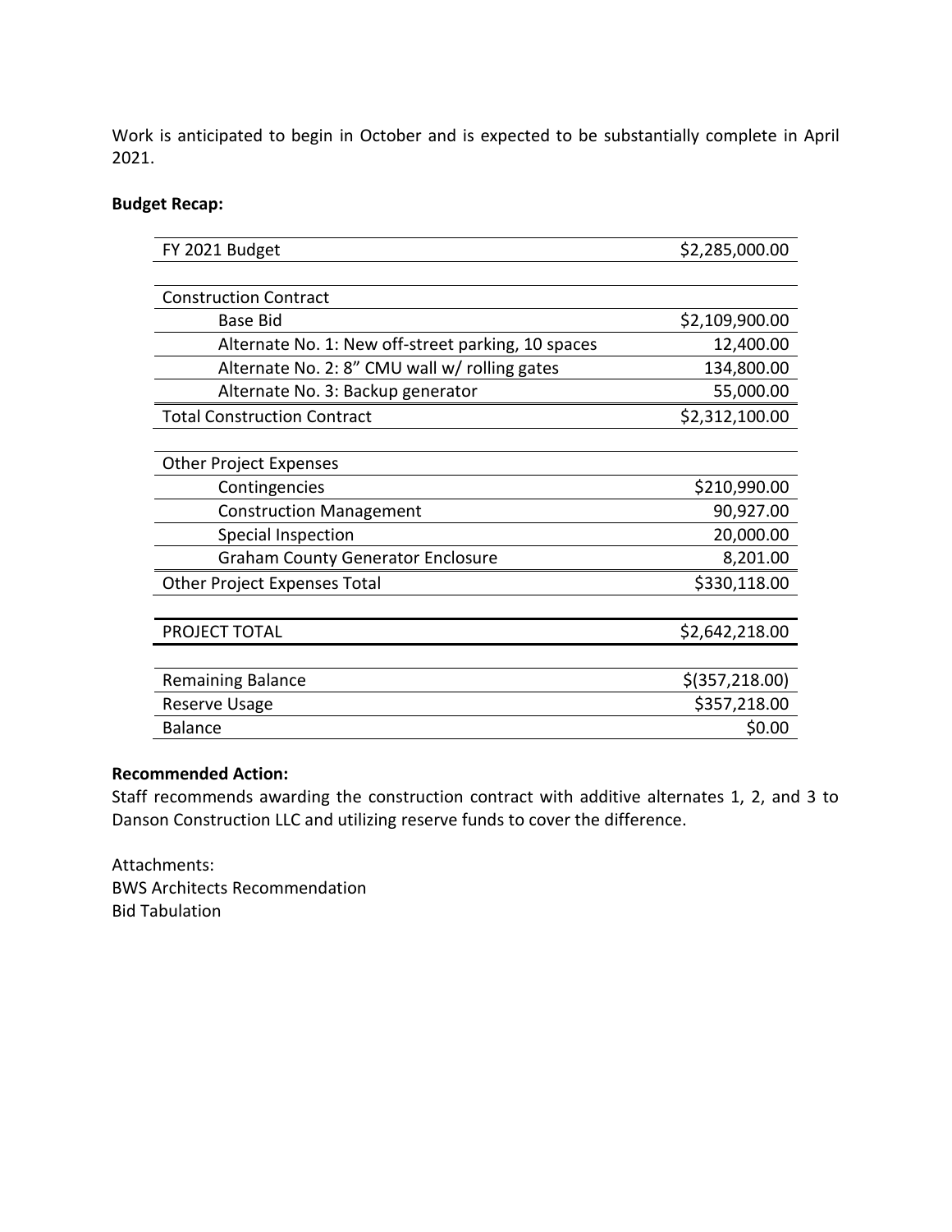Work is anticipated to begin in October and is expected to be substantially complete in April 2021.

**Budget Recap:**

| | |
|---|---|
| FY 2021 Budget | $2,285,000.00 |
| | |
| Construction Contract | |
| Base Bid | $2,109,900.00 |
| Alternate No. 1: New off-street parking, 10 spaces | 12,400.00 |
| Alternate No. 2: 8" CMU wall w/ rolling gates | 134,800.00 |
| Alternate No. 3: Backup generator | 55,000.00 |
| Total Construction Contract | $2,312,100.00 |
| | |
| Other Project Expenses | |
| Contingencies | $210,990.00 |
| Construction Management | 90,927.00 |
| Special Inspection | 20,000.00 |
| Graham County Generator Enclosure | 8,201.00 |
| Other Project Expenses Total | $330,118.00 |
| | |
| PROJECT TOTAL | $2,642,218.00 |
| | |
| Remaining Balance | $(357,218.00) |
| Reserve Usage | $357,218.00 |
| Balance | $0.00 |

**Recommended Action:**

Staff recommends awarding the construction contract with additive alternates 1, 2, and 3 to Danson Construction LLC and utilizing reserve funds to cover the difference.

Attachments:
BWS Architects Recommendation
Bid Tabulation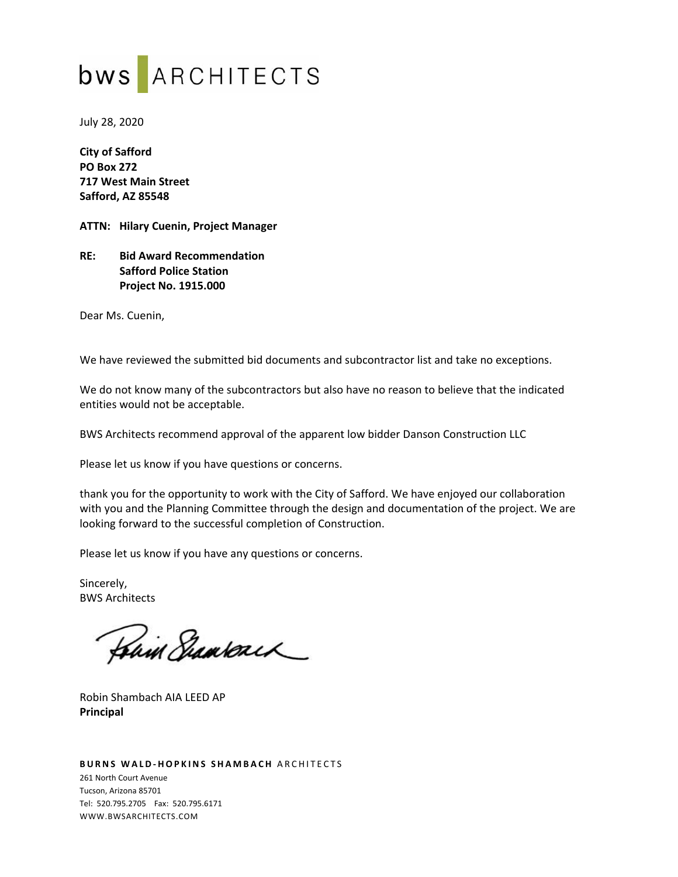bws ARCHITECTS

July 28, 2020

**City of Safford**
**PO Box 272**
**717 West Main Street**
**Safford, AZ 85548**

**ATTN: Hilary Cuenin, Project Manager**

**RE: Bid Award Recommendation**
**Safford Police Station**
**Project No. 1915.000**

Dear Ms. Cuenin,

We have reviewed the submitted bid documents and subcontractor list and take no exceptions.

We do not know many of the subcontractors but also have no reason to believe that the indicated entities would not be acceptable.

BWS Architects recommend approval of the apparent low bidder Danson Construction LLC

Please let us know if you have questions or concerns.

thank you for the opportunity to work with the City of Safford. We have enjoyed our collaboration with you and the Planning Committee through the design and documentation of the project. We are looking forward to the successful completion of Construction.

Please let us know if you have any questions or concerns.

Sincerely,
BWS Architects

Robin Shambach AIA LEED AP
**Principal**

**BURNS WALD-HOPKINS SHAMBACH** ARCHITECTS
261 North Court Avenue
Tucson, Arizona 85701
Tel: 520.795.2705 Fax: 520.795.6171
WWW.BWSARCHITECTS.COM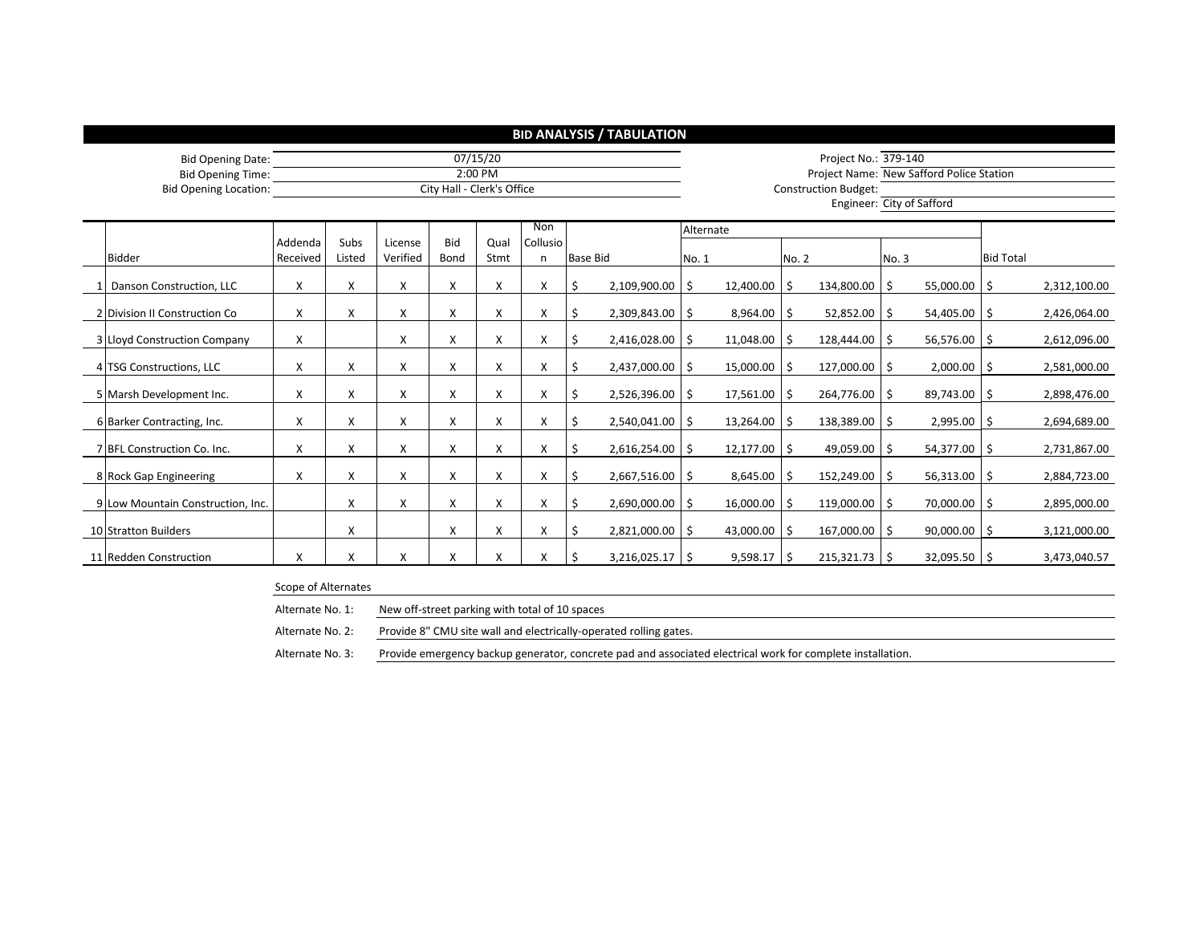# BID ANALYSIS / TABULATION

Bid Opening Date: 07/15/20
Bid Opening Time: 2:00 PM
Bid Opening Location: City Hall - Clerk's Office

Project No.: 379-140
Project Name: New Safford Police Station
Construction Budget:
Engineer: City of Safford

| | Bidder | Addenda Received | Subs Listed | License Verified | Bid Bond | Qual Stmt | Non Collusion | Base Bid | Alternate No. 1 | Alternate No. 2 | Alternate No. 3 | Bid Total |
|---|---|---|---|---|---|---|---|---|---|---|---|---|
| 1 | Danson Construction, LLC | X | X | X | X | X | X | $ 2,109,900.00 | $ 12,400.00 | $ 134,800.00 | $ 55,000.00 | $ 2,312,100.00 |
| 2 | Division II Construction Co | X | X | X | X | X | X | $ 2,309,843.00 | $ 8,964.00 | $ 52,852.00 | $ 54,405.00 | $ 2,426,064.00 |
| 3 | Lloyd Construction Company | X | | X | X | X | X | $ 2,416,028.00 | $ 11,048.00 | $ 128,444.00 | $ 56,576.00 | $ 2,612,096.00 |
| 4 | TSG Constructions, LLC | X | X | X | X | X | X | $ 2,437,000.00 | $ 15,000.00 | $ 127,000.00 | $ 2,000.00 | $ 2,581,000.00 |
| 5 | Marsh Development Inc. | X | X | X | X | X | X | $ 2,526,396.00 | $ 17,561.00 | $ 264,776.00 | $ 89,743.00 | $ 2,898,476.00 |
| 6 | Barker Contracting, Inc. | X | X | X | X | X | X | $ 2,540,041.00 | $ 13,264.00 | $ 138,389.00 | $ 2,995.00 | $ 2,694,689.00 |
| 7 | BFL Construction Co. Inc. | X | X | X | X | X | X | $ 2,616,254.00 | $ 12,177.00 | $ 49,059.00 | $ 54,377.00 | $ 2,731,867.00 |
| 8 | Rock Gap Engineering | X | X | X | X | X | X | $ 2,667,516.00 | $ 8,645.00 | $ 152,249.00 | $ 56,313.00 | $ 2,884,723.00 |
| 9 | Low Mountain Construction, Inc. | | X | X | X | X | X | $ 2,690,000.00 | $ 16,000.00 | $ 119,000.00 | $ 70,000.00 | $ 2,895,000.00 |
| 10 | Stratton Builders | | X | | X | X | X | $ 2,821,000.00 | $ 43,000.00 | $ 167,000.00 | $ 90,000.00 | $ 3,121,000.00 |
| 11 | Redden Construction | X | X | X | X | X | X | $ 3,216,025.17 | $ 9,598.17 | $ 215,321.73 | $ 32,095.50 | $ 3,473,040.57 |

Scope of Alternates

Alternate No. 1: New off-street parking with total of 10 spaces

Alternate No. 2: Provide 8" CMU site wall and electrically-operated rolling gates.

Alternate No. 3: Provide emergency backup generator, concrete pad and associated electrical work for complete installation.